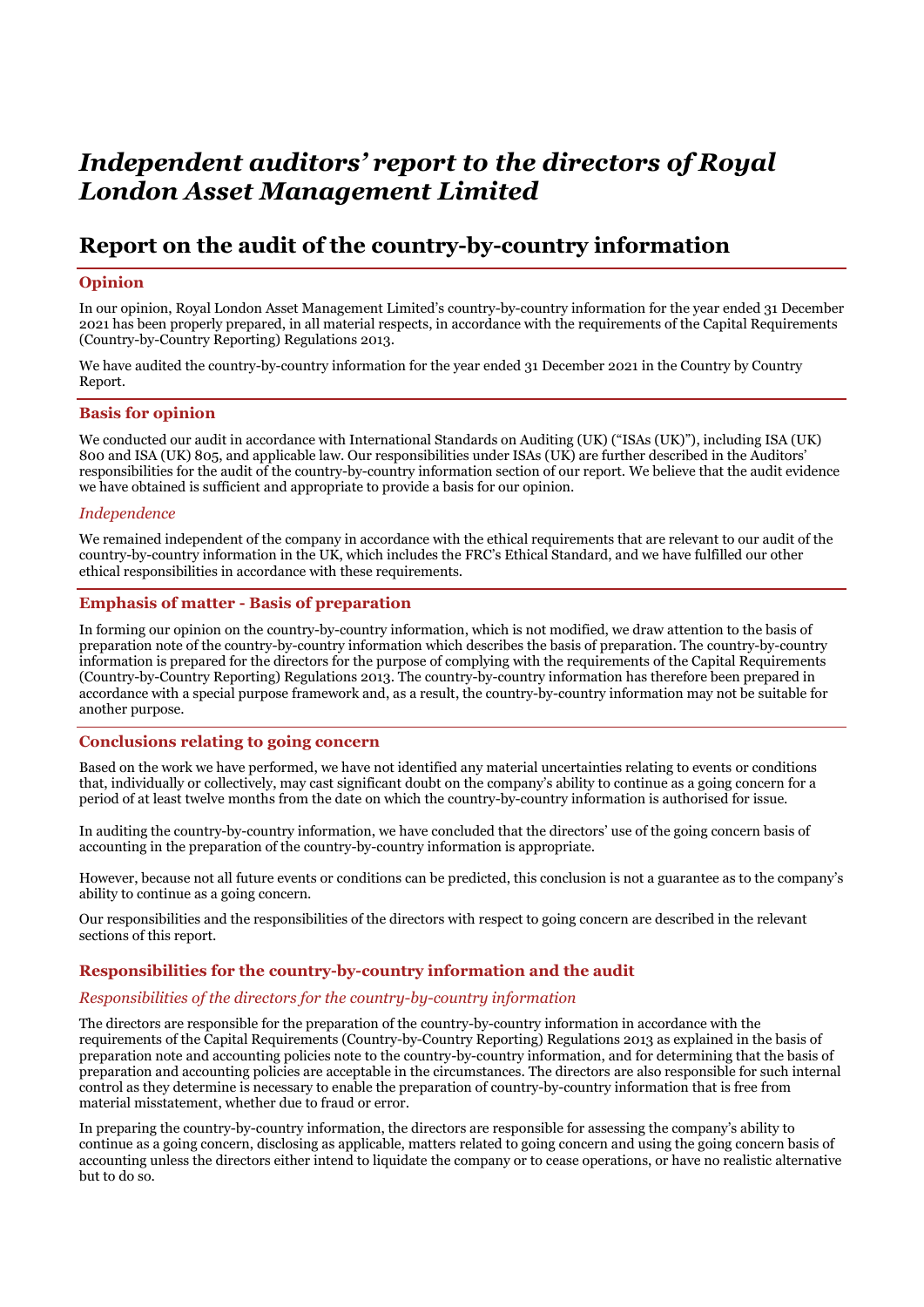# *Independent auditors' report to the directors of Royal London Asset Management Limited*

## Report on the audit of the country-by-country information

### Opinion

In our opinion, Royal London Asset Management Limited's country-by-country information for the year ended 31 December 2021 has been properly prepared, in all material respects, in accordance with the requirements of the Capital Requirements (Country-by-Country Reporting) Regulations 2013.

We have audited the country-by-country information for the year ended 31 December 2021 in the Country by Country Report.

### Basis for opinion

We conducted our audit in accordance with International Standards on Auditing (UK) ("ISAs (UK)"), including ISA (UK) 800 and ISA (UK) 805, and applicable law. Our responsibilities under ISAs (UK) are further described in the Auditors' responsibilities for the audit of the country-by-country information section of our report. We believe that the audit evidence we have obtained is sufficient and appropriate to provide a basis for our opinion.

#### *Independence*

We remained independent of the company in accordance with the ethical requirements that are relevant to our audit of the country-by-country information in the UK, which includes the FRC's Ethical Standard, and we have fulfilled our other ethical responsibilities in accordance with these requirements.

### Emphasis of matter - Basis of preparation

In forming our opinion on the country-by-country information, which is not modified, we draw attention to the basis of preparation note of the country-by-country information which describes the basis of preparation. The country-by-country information is prepared for the directors for the purpose of complying with the requirements of the Capital Requirements (Country-by-Country Reporting) Regulations 2013. The country-by-country information has therefore been prepared in accordance with a special purpose framework and, as a result, the country-by-country information may not be suitable for another purpose.

### Conclusions relating to going concern

Based on the work we have performed, we have not identified any material uncertainties relating to events or conditions that, individually or collectively, may cast significant doubt on the company's ability to continue as a going concern for a period of at least twelve months from the date on which the country-by-country information is authorised for issue.

In auditing the country-by-country information, we have concluded that the directors' use of the going concern basis of accounting in the preparation of the country-by-country information is appropriate.

However, because not all future events or conditions can be predicted, this conclusion is not a guarantee as to the company's ability to continue as a going concern.

Our responsibilities and the responsibilities of the directors with respect to going concern are described in the relevant sections of this report.

### Responsibilities for the country-by-country information and the audit

#### *Responsibilities of the directors for the country-by-country information*

The directors are responsible for the preparation of the country-by-country information in accordance with the requirements of the Capital Requirements (Country-by-Country Reporting) Regulations 2013 as explained in the basis of preparation note and accounting policies note to the country-by-country information, and for determining that the basis of preparation and accounting policies are acceptable in the circumstances. The directors are also responsible for such internal control as they determine is necessary to enable the preparation of country-by-country information that is free from material misstatement, whether due to fraud or error.

In preparing the country-by-country information, the directors are responsible for assessing the company's ability to continue as a going concern, disclosing as applicable, matters related to going concern and using the going concern basis of accounting unless the directors either intend to liquidate the company or to cease operations, or have no realistic alternative but to do so.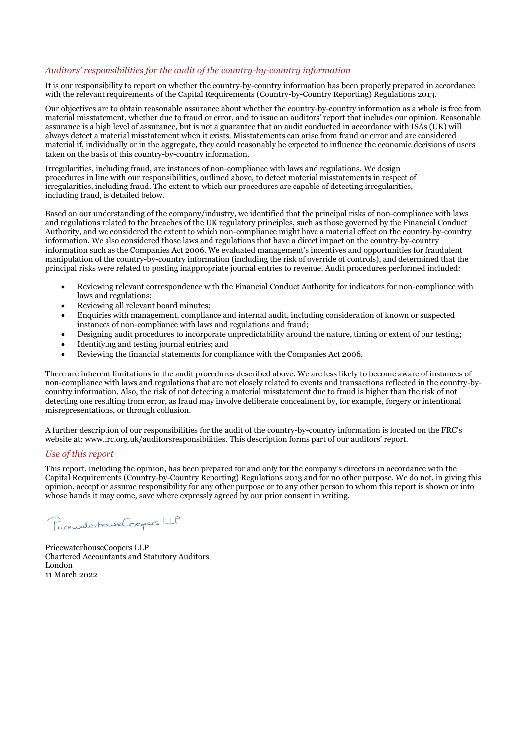### *Auditors' responsibilities for the audit of the country-by-country information*

It is our responsibility to report on whether the country-by-country information has been properly prepared in accordance with the relevant requirements of the Capital Requirements (Country-by-Country Reporting) Regulations 2013.

Our objectives are to obtain reasonable assurance about whether the country-by-country information as a whole is free from material misstatement, whether due to fraud or error, and to issue an auditors' report that includes our opinion. Reasonable assurance is a high level of assurance, but is not a guarantee that an audit conducted in accordance with ISAs (UK) will always detect a material misstatement when it exists. Misstatements can arise from fraud or error and are considered material if, individually or in the aggregate, they could reasonably be expected to influence the economic decisions of users taken on the basis of this country-by-country information.

Irregularities, including fraud, are instances of non-compliance with laws and regulations. We design procedures in line with our responsibilities, outlined above, to detect material misstatements in respect of irregularities, including fraud. The extent to which our procedures are capable of detecting irregularities, including fraud, is detailed below.

Based on our understanding of the company/industry, we identified that the principal risks of non-compliance with laws and regulations related to the breaches of the UK regulatory principles, such as those governed by the Financial Conduct Authority, and we considered the extent to which non-compliance might have a material effect on the country-by-country information. We also considered those laws and regulations that have a direct impact on the country-by-country information such as the Companies Act 2006. We evaluated management's incentives and opportunities for fraudulent manipulation of the country-by-country information (including the risk of override of controls), and determined that the principal risks were related to posting inappropriate journal entries to revenue. Audit procedures performed included:

- Reviewing relevant correspondence with the Financial Conduct Authority for indicators for non-compliance with laws and regulations;
- Reviewing all relevant board minutes;
- Enquiries with management, compliance and internal audit, including consideration of known or suspected instances of non-compliance with laws and regulations and fraud;
- Designing audit procedures to incorporate unpredictability around the nature, timing or extent of our testing;
- Identifying and testing journal entries; and
- Reviewing the financial statements for compliance with the Companies Act 2006.

There are inherent limitations in the audit procedures described above. We are less likely to become aware of instances of non-compliance with laws and regulations that are not closely related to events and transactions reflected in the country-by-country information. Also, the risk of not detecting a material misstatement due to fraud is higher than the risk of not detecting one resulting from error, as fraud may involve deliberate concealment by, for example, forgery or intentional misrepresentations, or through collusion.

A further description of our responsibilities for the audit of the country-by-country information is located on the FRC's website at: www.frc.org.uk/auditorsresponsibilities. This description forms part of our auditors' report.

### *Use of this report*

This report, including the opinion, has been prepared for and only for the company's directors in accordance with the Capital Requirements (Country-by-Country Reporting) Regulations 2013 and for no other purpose. We do not, in giving this opinion, accept or assume responsibility for any other purpose or to any other person to whom this report is shown or into whose hands it may come, save where expressly agreed by our prior consent in writing.

PricewaterhouseCoopers LLP

PricewaterhouseCoopers LLP  
Chartered Accountants and Statutory Auditors  
London  
11 March 2022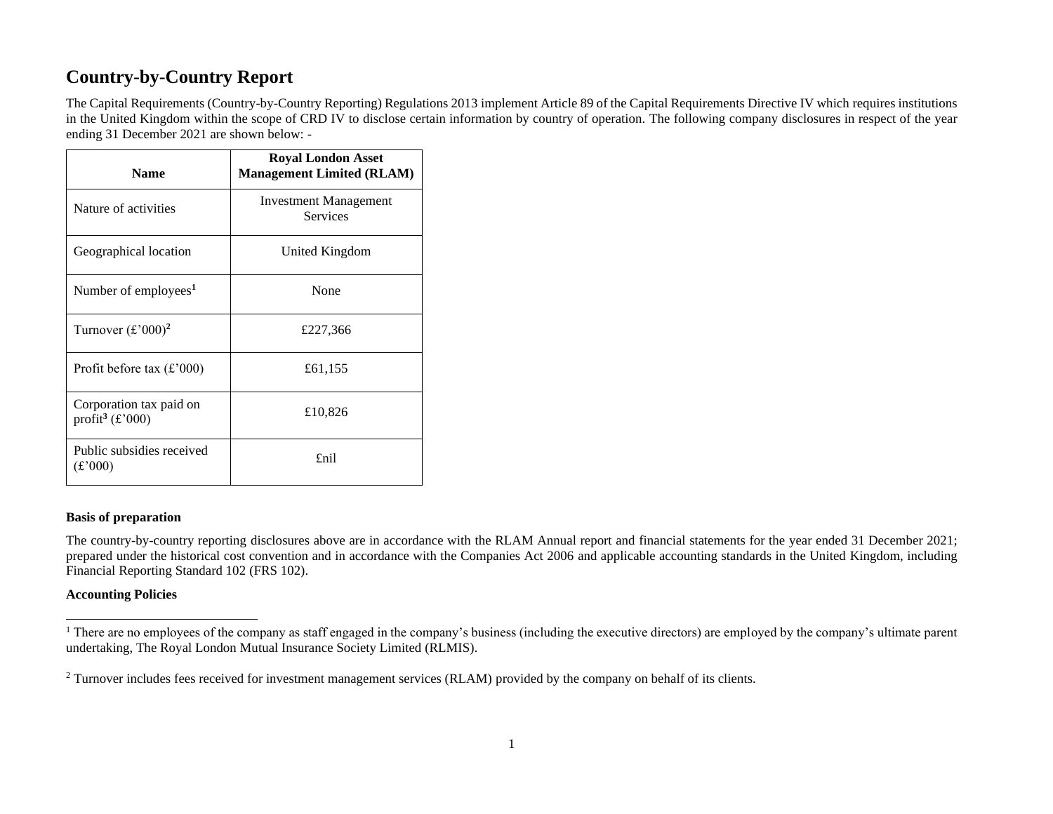# Country-by-Country Report

The Capital Requirements (Country-by-Country Reporting) Regulations 2013 implement Article 89 of the Capital Requirements Directive IV which requires institutions in the United Kingdom within the scope of CRD IV to disclose certain information by country of operation. The following company disclosures in respect of the year ending 31 December 2021 are shown below: -

| Name | Royal London Asset Management Limited (RLAM) |
|---|---|
| Nature of activities | Investment Management Services |
| Geographical location | United Kingdom |
| Number of employees[1] | None |
| Turnover (£'000)[2] | £227,366 |
| Profit before tax (£'000) | £61,155 |
| Corporation tax paid on profit[3] (£'000) | £10,826 |
| Public subsidies received (£'000) | £nil |

**Basis of preparation**

The country-by-country reporting disclosures above are in accordance with the RLAM Annual report and financial statements for the year ended 31 December 2021; prepared under the historical cost convention and in accordance with the Companies Act 2006 and applicable accounting standards in the United Kingdom, including Financial Reporting Standard 102 (FRS 102).

**Accounting Policies**

[1] There are no employees of the company as staff engaged in the company's business (including the executive directors) are employed by the company's ultimate parent undertaking, The Royal London Mutual Insurance Society Limited (RLMIS).

[2] Turnover includes fees received for investment management services (RLAM) provided by the company on behalf of its clients.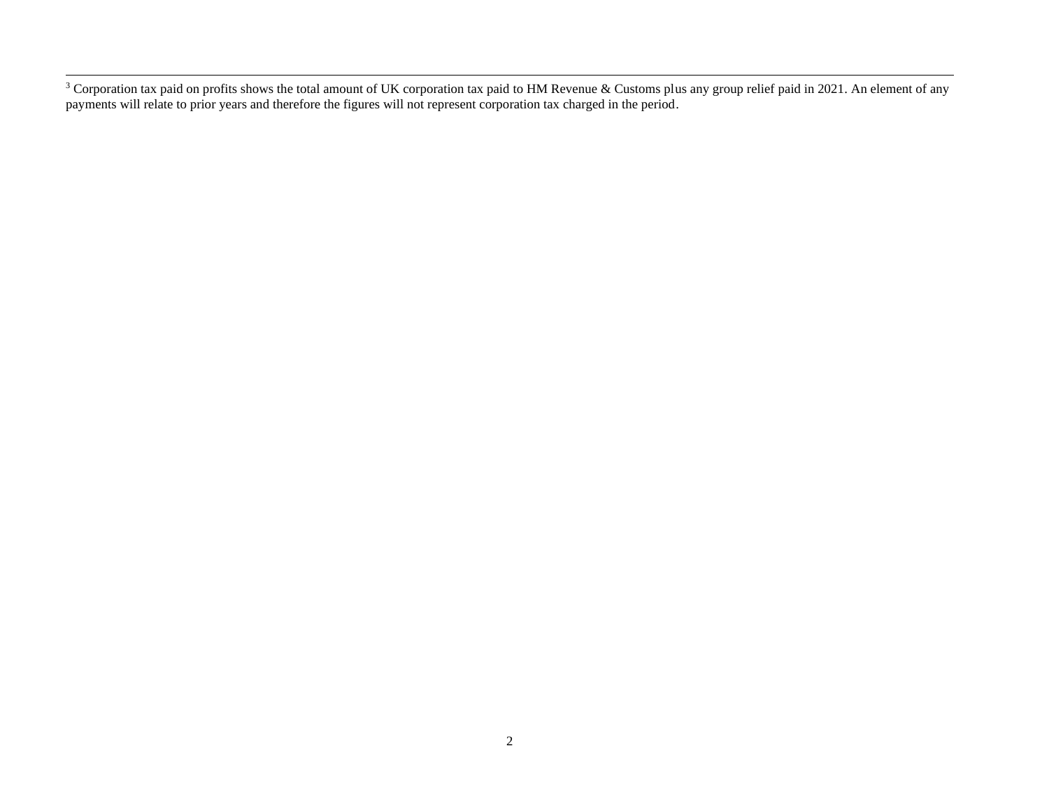[3] Corporation tax paid on profits shows the total amount of UK corporation tax paid to HM Revenue & Customs plus any group relief paid in 2021. An element of any payments will relate to prior years and therefore the figures will not represent corporation tax charged in the period.